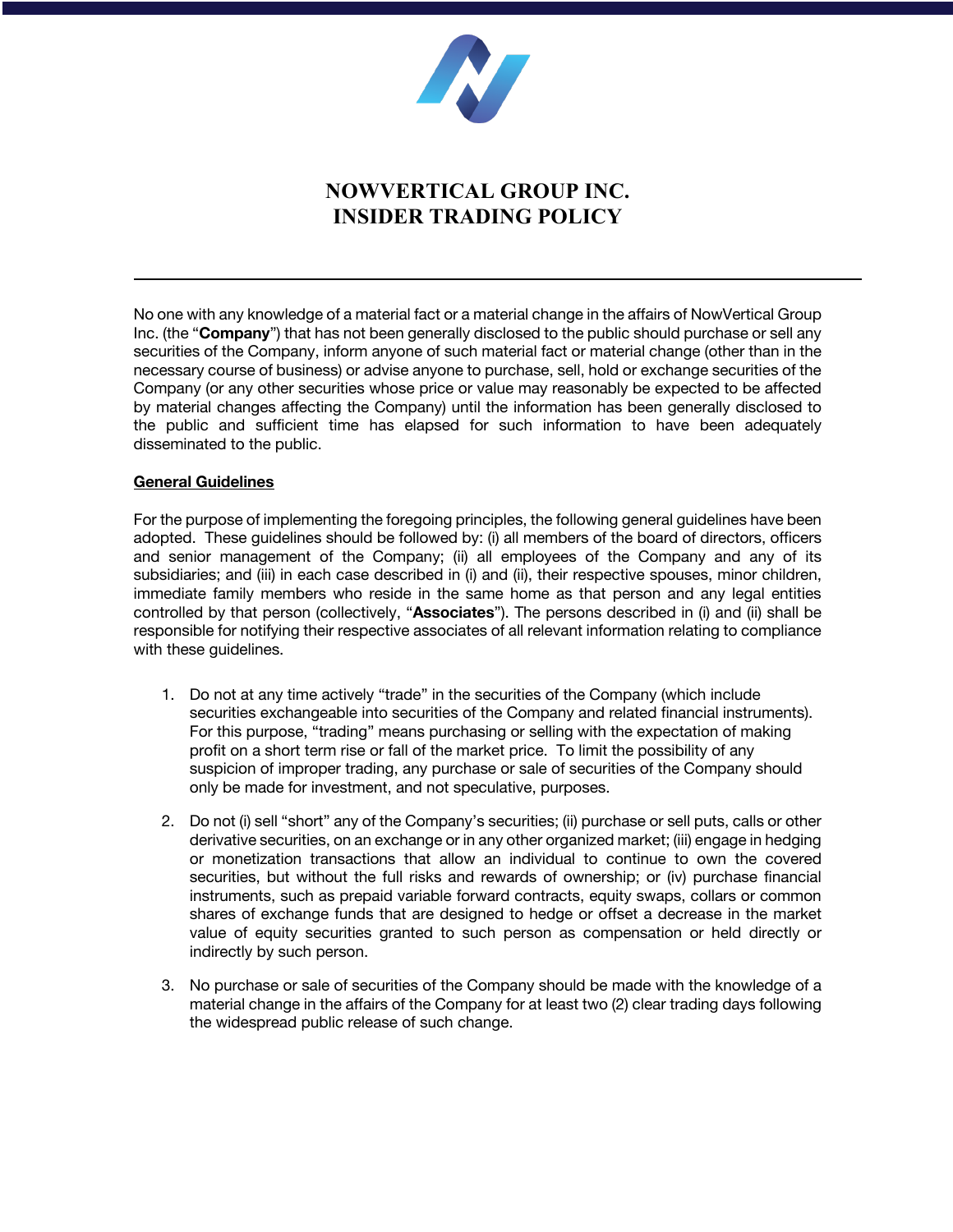# NOWVERTICAL GROUP INC.
# INSIDER TRADING POLICY

---

No one with any knowledge of a material fact or a material change in the affairs of NowVertical Group Inc. (the "**Company**") that has not been generally disclosed to the public should purchase or sell any securities of the Company, inform anyone of such material fact or material change (other than in the necessary course of business) or advise anyone to purchase, sell, hold or exchange securities of the Company (or any other securities whose price or value may reasonably be expected to be affected by material changes affecting the Company) until the information has been generally disclosed to the public and sufficient time has elapsed for such information to have been adequately disseminated to the public.

## General Guidelines

For the purpose of implementing the foregoing principles, the following general guidelines have been adopted. These guidelines should be followed by: (i) all members of the board of directors, officers and senior management of the Company; (ii) all employees of the Company and any of its subsidiaries; and (iii) in each case described in (i) and (ii), their respective spouses, minor children, immediate family members who reside in the same home as that person and any legal entities controlled by that person (collectively, "**Associates**"). The persons described in (i) and (ii) shall be responsible for notifying their respective associates of all relevant information relating to compliance with these guidelines.

1. Do not at any time actively "trade" in the securities of the Company (which include securities exchangeable into securities of the Company and related financial instruments). For this purpose, "trading" means purchasing or selling with the expectation of making profit on a short term rise or fall of the market price. To limit the possibility of any suspicion of improper trading, any purchase or sale of securities of the Company should only be made for investment, and not speculative, purposes.

2. Do not (i) sell "short" any of the Company's securities; (ii) purchase or sell puts, calls or other derivative securities, on an exchange or in any other organized market; (iii) engage in hedging or monetization transactions that allow an individual to continue to own the covered securities, but without the full risks and rewards of ownership; or (iv) purchase financial instruments, such as prepaid variable forward contracts, equity swaps, collars or common shares of exchange funds that are designed to hedge or offset a decrease in the market value of equity securities granted to such person as compensation or held directly or indirectly by such person.

3. No purchase or sale of securities of the Company should be made with the knowledge of a material change in the affairs of the Company for at least two (2) clear trading days following the widespread public release of such change.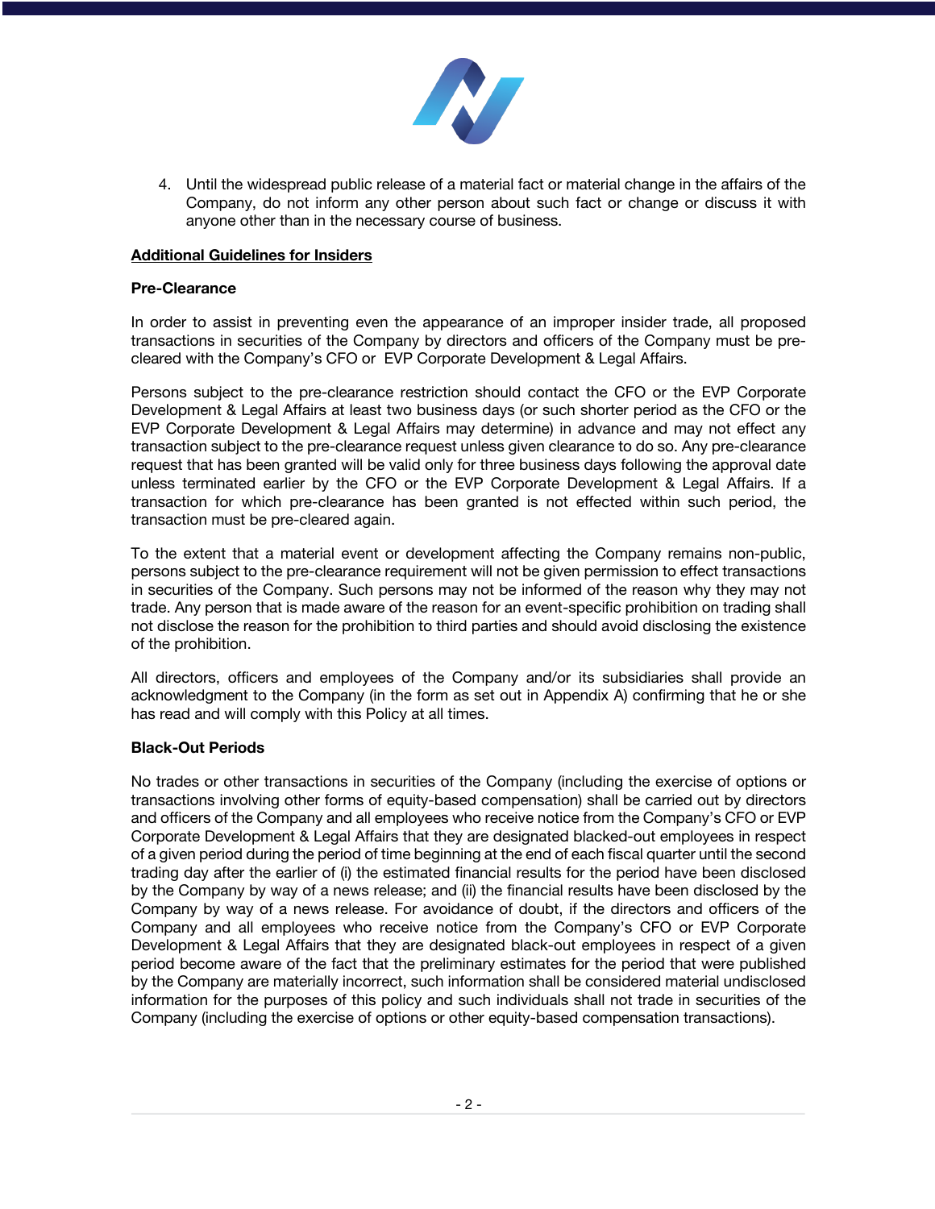4. Until the widespread public release of a material fact or material change in the affairs of the Company, do not inform any other person about such fact or change or discuss it with anyone other than in the necessary course of business.

**Additional Guidelines for Insiders**

**Pre-Clearance**

In order to assist in preventing even the appearance of an improper insider trade, all proposed transactions in securities of the Company by directors and officers of the Company must be pre-cleared with the Company's CFO or EVP Corporate Development & Legal Affairs.

Persons subject to the pre-clearance restriction should contact the CFO or the EVP Corporate Development & Legal Affairs at least two business days (or such shorter period as the CFO or the EVP Corporate Development & Legal Affairs may determine) in advance and may not effect any transaction subject to the pre-clearance request unless given clearance to do so. Any pre-clearance request that has been granted will be valid only for three business days following the approval date unless terminated earlier by the CFO or the EVP Corporate Development & Legal Affairs. If a transaction for which pre-clearance has been granted is not effected within such period, the transaction must be pre-cleared again.

To the extent that a material event or development affecting the Company remains non-public, persons subject to the pre-clearance requirement will not be given permission to effect transactions in securities of the Company. Such persons may not be informed of the reason why they may not trade. Any person that is made aware of the reason for an event-specific prohibition on trading shall not disclose the reason for the prohibition to third parties and should avoid disclosing the existence of the prohibition.

All directors, officers and employees of the Company and/or its subsidiaries shall provide an acknowledgment to the Company (in the form as set out in Appendix A) confirming that he or she has read and will comply with this Policy at all times.

**Black-Out Periods**

No trades or other transactions in securities of the Company (including the exercise of options or transactions involving other forms of equity-based compensation) shall be carried out by directors and officers of the Company and all employees who receive notice from the Company's CFO or EVP Corporate Development & Legal Affairs that they are designated blacked-out employees in respect of a given period during the period of time beginning at the end of each fiscal quarter until the second trading day after the earlier of (i) the estimated financial results for the period have been disclosed by the Company by way of a news release; and (ii) the financial results have been disclosed by the Company by way of a news release. For avoidance of doubt, if the directors and officers of the Company and all employees who receive notice from the Company's CFO or EVP Corporate Development & Legal Affairs that they are designated black-out employees in respect of a given period become aware of the fact that the preliminary estimates for the period that were published by the Company are materially incorrect, such information shall be considered material undisclosed information for the purposes of this policy and such individuals shall not trade in securities of the Company (including the exercise of options or other equity-based compensation transactions).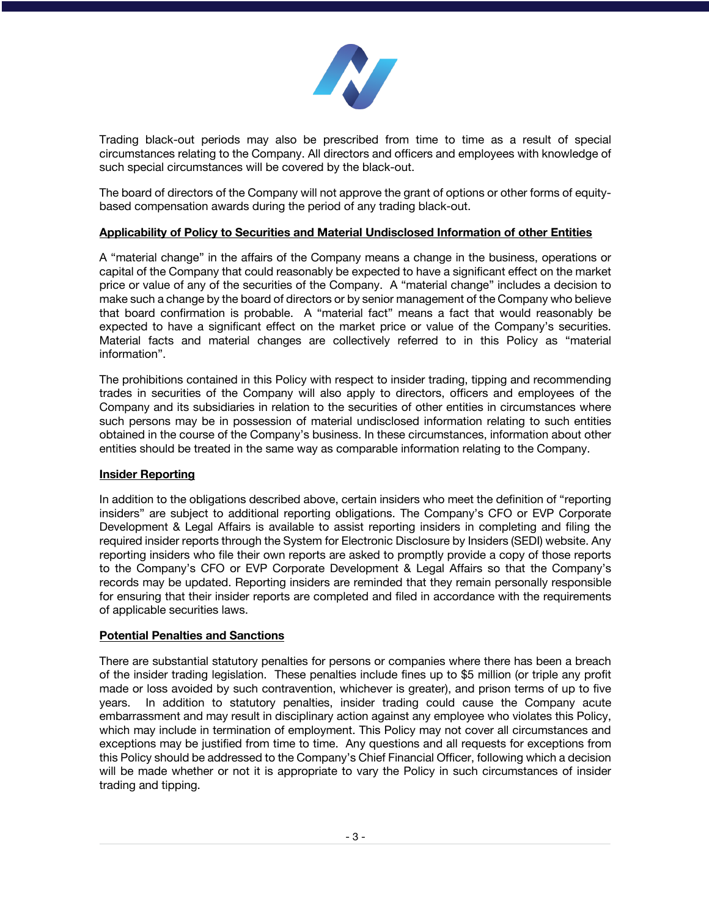Trading black-out periods may also be prescribed from time to time as a result of special circumstances relating to the Company. All directors and officers and employees with knowledge of such special circumstances will be covered by the black-out.

The board of directors of the Company will not approve the grant of options or other forms of equity-based compensation awards during the period of any trading black-out.

**Applicability of Policy to Securities and Material Undisclosed Information of other Entities**

A "material change" in the affairs of the Company means a change in the business, operations or capital of the Company that could reasonably be expected to have a significant effect on the market price or value of any of the securities of the Company. A "material change" includes a decision to make such a change by the board of directors or by senior management of the Company who believe that board confirmation is probable. A "material fact" means a fact that would reasonably be expected to have a significant effect on the market price or value of the Company's securities. Material facts and material changes are collectively referred to in this Policy as "material information".

The prohibitions contained in this Policy with respect to insider trading, tipping and recommending trades in securities of the Company will also apply to directors, officers and employees of the Company and its subsidiaries in relation to the securities of other entities in circumstances where such persons may be in possession of material undisclosed information relating to such entities obtained in the course of the Company's business. In these circumstances, information about other entities should be treated in the same way as comparable information relating to the Company.

**Insider Reporting**

In addition to the obligations described above, certain insiders who meet the definition of "reporting insiders" are subject to additional reporting obligations. The Company's CFO or EVP Corporate Development & Legal Affairs is available to assist reporting insiders in completing and filing the required insider reports through the System for Electronic Disclosure by Insiders (SEDI) website. Any reporting insiders who file their own reports are asked to promptly provide a copy of those reports to the Company's CFO or EVP Corporate Development & Legal Affairs so that the Company's records may be updated. Reporting insiders are reminded that they remain personally responsible for ensuring that their insider reports are completed and filed in accordance with the requirements of applicable securities laws.

**Potential Penalties and Sanctions**

There are substantial statutory penalties for persons or companies where there has been a breach of the insider trading legislation. These penalties include fines up to $5 million (or triple any profit made or loss avoided by such contravention, whichever is greater), and prison terms of up to five years. In addition to statutory penalties, insider trading could cause the Company acute embarrassment and may result in disciplinary action against any employee who violates this Policy, which may include in termination of employment. This Policy may not cover all circumstances and exceptions may be justified from time to time. Any questions and all requests for exceptions from this Policy should be addressed to the Company's Chief Financial Officer, following which a decision will be made whether or not it is appropriate to vary the Policy in such circumstances of insider trading and tipping.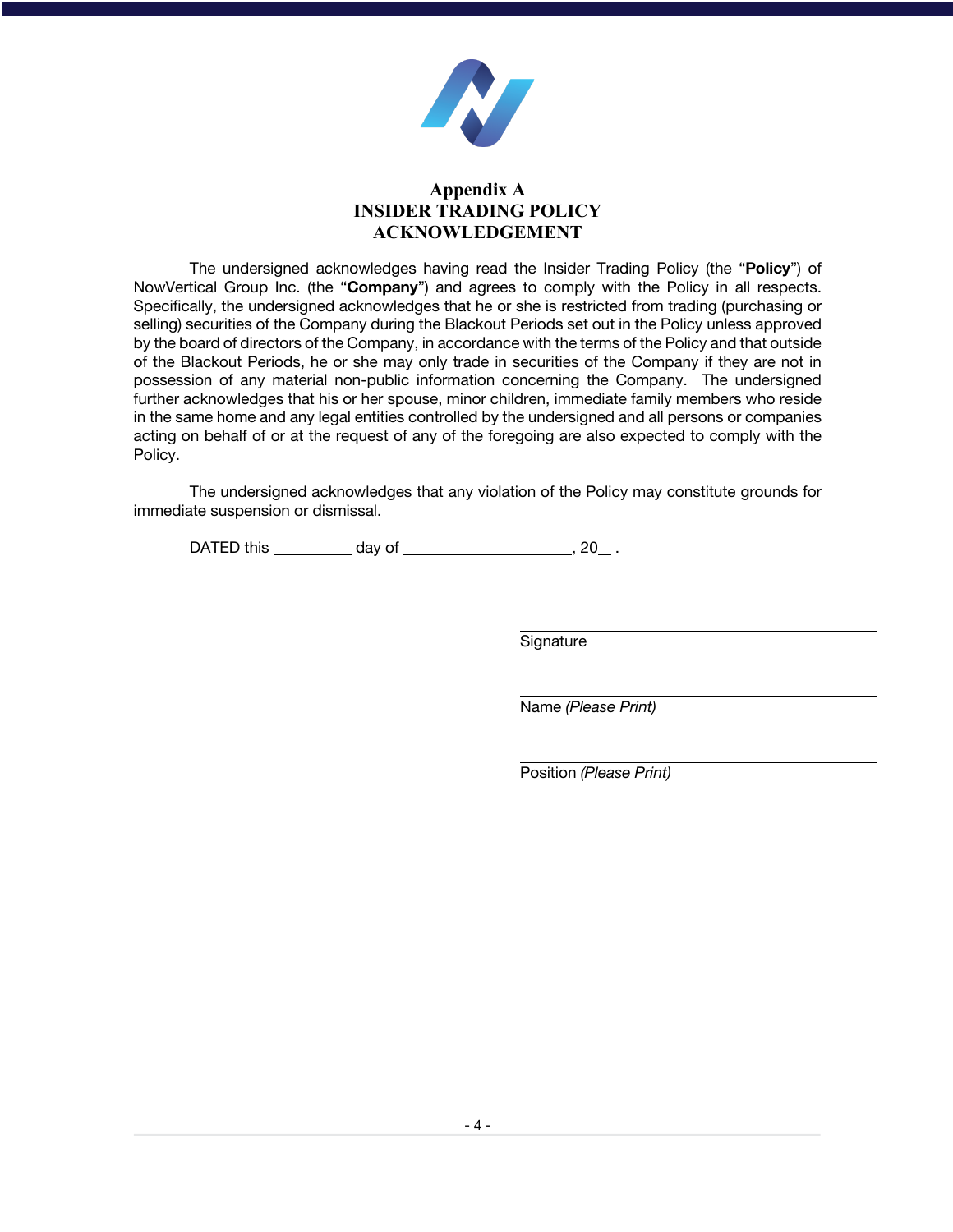# Appendix A
# INSIDER TRADING POLICY ACKNOWLEDGEMENT

The undersigned acknowledges having read the Insider Trading Policy (the "**Policy**") of NowVertical Group Inc. (the "**Company**") and agrees to comply with the Policy in all respects. Specifically, the undersigned acknowledges that he or she is restricted from trading (purchasing or selling) securities of the Company during the Blackout Periods set out in the Policy unless approved by the board of directors of the Company, in accordance with the terms of the Policy and that outside of the Blackout Periods, he or she may only trade in securities of the Company if they are not in possession of any material non-public information concerning the Company. The undersigned further acknowledges that his or her spouse, minor children, immediate family members who reside in the same home and any legal entities controlled by the undersigned and all persons or companies acting on behalf of or at the request of any of the foregoing are also expected to comply with the Policy.

The undersigned acknowledges that any violation of the Policy may constitute grounds for immediate suspension or dismissal.

DATED this _________ day of ____________________, 20__ .

_______________________________
Signature

_______________________________
Name *(Please Print)*

_______________________________
Position *(Please Print)*